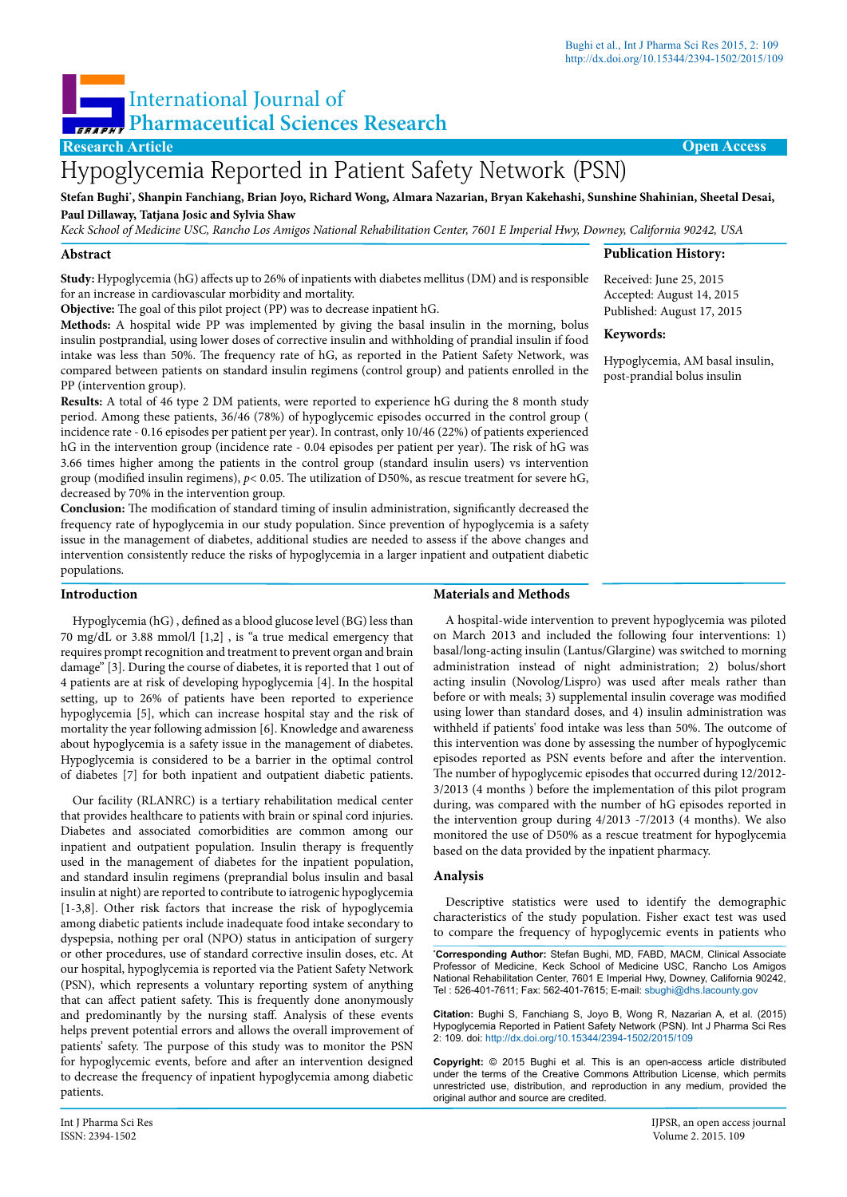International Journal of Pharmaceutical Sciences Research

Research Article — Open Access

# Hypoglycemia Reported in Patient Safety Network (PSN)

**Stefan Bughi*, Shanpin Fanchiang, Brian Joyo, Richard Wong, Almara Nazarian, Bryan Kakehashi, Sunshine Shahinian, Sheetal Desai, Paul Dillaway, Tatjana Josic and Sylvia Shaw**

*Keck School of Medicine USC, Rancho Los Amigos National Rehabilitation Center, 7601 E Imperial Hwy, Downey, California 90242, USA*

## Abstract

**Study:** Hypoglycemia (hG) affects up to 26% of inpatients with diabetes mellitus (DM) and is responsible for an increase in cardiovascular morbidity and mortality.

**Objective:** The goal of this pilot project (PP) was to decrease inpatient hG.

**Methods:** A hospital wide PP was implemented by giving the basal insulin in the morning, bolus insulin postprandial, using lower doses of corrective insulin and withholding of prandial insulin if food intake was less than 50%. The frequency rate of hG, as reported in the Patient Safety Network, was compared between patients on standard insulin regimens (control group) and patients enrolled in the PP (intervention group).

**Results:** A total of 46 type 2 DM patients, were reported to experience hG during the 8 month study period. Among these patients, 36/46 (78%) of hypoglycemic episodes occurred in the control group ( incidence rate - 0.16 episodes per patient per year). In contrast, only 10/46 (22%) of patients experienced hG in the intervention group (incidence rate - 0.04 episodes per patient per year). The risk of hG was 3.66 times higher among the patients in the control group (standard insulin users) vs intervention group (modified insulin regimens), $p< 0.05$. The utilization of D50%, as rescue treatment for severe hG, decreased by 70% in the intervention group.

**Conclusion:** The modification of standard timing of insulin administration, significantly decreased the frequency rate of hypoglycemia in our study population. Since prevention of hypoglycemia is a safety issue in the management of diabetes, additional studies are needed to assess if the above changes and intervention consistently reduce the risks of hypoglycemia in a larger inpatient and outpatient diabetic populations.

**Publication History:**

Received: June 25, 2015
Accepted: August 14, 2015
Published: August 17, 2015

**Keywords:**

Hypoglycemia, AM basal insulin, post-prandial bolus insulin

## Introduction

Hypoglycemia (hG) , defined as a blood glucose level (BG) less than 70 mg/dL or 3.88 mmol/l [1,2] , is "a true medical emergency that requires prompt recognition and treatment to prevent organ and brain damage" [3]. During the course of diabetes, it is reported that 1 out of 4 patients are at risk of developing hypoglycemia [4]. In the hospital setting, up to 26% of patients have been reported to experience hypoglycemia [5], which can increase hospital stay and the risk of mortality the year following admission [6]. Knowledge and awareness about hypoglycemia is a safety issue in the management of diabetes. Hypoglycemia is considered to be a barrier in the optimal control of diabetes [7] for both inpatient and outpatient diabetic patients.

Our facility (RLANRC) is a tertiary rehabilitation medical center that provides healthcare to patients with brain or spinal cord injuries. Diabetes and associated comorbidities are common among our inpatient and outpatient population. Insulin therapy is frequently used in the management of diabetes for the inpatient population, and standard insulin regimens (preprandial bolus insulin and basal insulin at night) are reported to contribute to iatrogenic hypoglycemia [1-3,8]. Other risk factors that increase the risk of hypoglycemia among diabetic patients include inadequate food intake secondary to dyspepsia, nothing per oral (NPO) status in anticipation of surgery or other procedures, use of standard corrective insulin doses, etc. At our hospital, hypoglycemia is reported via the Patient Safety Network (PSN), which represents a voluntary reporting system of anything that can affect patient safety. This is frequently done anonymously and predominantly by the nursing staff. Analysis of these events helps prevent potential errors and allows the overall improvement of patients' safety. The purpose of this study was to monitor the PSN for hypoglycemic events, before and after an intervention designed to decrease the frequency of inpatient hypoglycemia among diabetic patients.

## Materials and Methods

A hospital-wide intervention to prevent hypoglycemia was piloted on March 2013 and included the following four interventions: 1) basal/long-acting insulin (Lantus/Glargine) was switched to morning administration instead of night administration; 2) bolus/short acting insulin (Novolog/Lispro) was used after meals rather than before or with meals; 3) supplemental insulin coverage was modified using lower than standard doses, and 4) insulin administration was withheld if patients' food intake was less than 50%. The outcome of this intervention was done by assessing the number of hypoglycemic episodes reported as PSN events before and after the intervention. The number of hypoglycemic episodes that occurred during 12/2012-3/2013 (4 months ) before the implementation of this pilot program during, was compared with the number of hG episodes reported in the intervention group during 4/2013 -7/2013 (4 months). We also monitored the use of D50% as a rescue treatment for hypoglycemia based on the data provided by the inpatient pharmacy.

## Analysis

Descriptive statistics were used to identify the demographic characteristics of the study population. Fisher exact test was used to compare the frequency of hypoglycemic events in patients who

***Corresponding Author:** Stefan Bughi, MD, FABD, MACM, Clinical Associate Professor of Medicine, Keck School of Medicine USC, Rancho Los Amigos National Rehabilitation Center, 7601 E Imperial Hwy, Downey, California 90242, Tel : 526-401-7611; Fax: 562-401-7615; E-mail: sbughi@dhs.lacounty.gov

**Citation:** Bughi S, Fanchiang S, Joyo B, Wong R, Nazarian A, et al. (2015) Hypoglycemia Reported in Patient Safety Network (PSN). Int J Pharma Sci Res 2: 109. doi: http://dx.doi.org/10.15344/2394-1502/2015/109

**Copyright:** © 2015 Bughi et al. This is an open-access article distributed under the terms of the Creative Commons Attribution License, which permits unrestricted use, distribution, and reproduction in any medium, provided the original author and source are credited.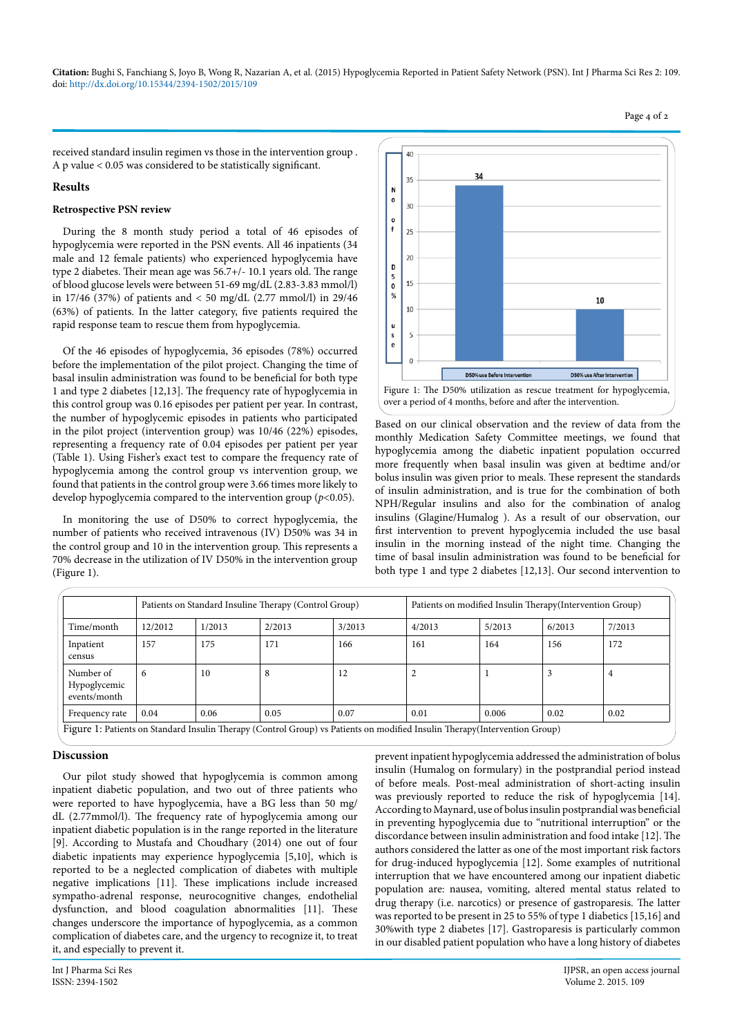received standard insulin regimen vs those in the intervention group . A p value < 0.05 was considered to be statistically significant.

## Results

### Retrospective PSN review

During the 8 month study period a total of 46 episodes of hypoglycemia were reported in the PSN events. All 46 inpatients (34 male and 12 female patients) who experienced hypoglycemia have type 2 diabetes. Their mean age was 56.7+/- 10.1 years old. The range of blood glucose levels were between 51-69 mg/dL (2.83-3.83 mmol/l) in 17/46 (37%) of patients and < 50 mg/dL (2.77 mmol/l) in 29/46 (63%) of patients. In the latter category, five patients required the rapid response team to rescue them from hypoglycemia.

Of the 46 episodes of hypoglycemia, 36 episodes (78%) occurred before the implementation of the pilot project. Changing the time of basal insulin administration was found to be beneficial for both type 1 and type 2 diabetes [12,13]. The frequency rate of hypoglycemia in this control group was 0.16 episodes per patient per year. In contrast, the number of hypoglycemic episodes in patients who participated in the pilot project (intervention group) was 10/46 (22%) episodes, representing a frequency rate of 0.04 episodes per patient per year (Table 1). Using Fisher's exact test to compare the frequency rate of hypoglycemia among the control group vs intervention group, we found that patients in the control group were 3.66 times more likely to develop hypoglycemia compared to the intervention group (*p*<0.05).

In monitoring the use of D50% to correct hypoglycemia, the number of patients who received intravenous (IV) D50% was 34 in the control group and 10 in the intervention group. This represents a 70% decrease in the utilization of IV D50% in the intervention group (Figure 1).

Figure 1: The D50% utilization as rescue treatment for hypoglycemia, over a period of 4 months, before and after the intervention.

Based on our clinical observation and the review of data from the monthly Medication Safety Committee meetings, we found that hypoglycemia among the diabetic inpatient population occurred more frequently when basal insulin was given at bedtime and/or bolus insulin was given prior to meals. These represent the standards of insulin administration, and is true for the combination of both NPH/Regular insulins and also for the combination of analog insulins (Glagine/Humalog ). As a result of our observation, our first intervention to prevent hypoglycemia included the use basal insulin in the morning instead of the night time. Changing the time of basal insulin administration was found to be beneficial for both type 1 and type 2 diabetes [12,13]. Our second intervention to prevent inpatient hypoglycemia addressed the administration of bolus insulin (Humalog on formulary) in the postprandial period instead of before meals. Post-meal administration of short-acting insulin was previously reported to reduce the risk of hypoglycemia [14]. According to Maynard, use of bolus insulin postprandial was beneficial in preventing hypoglycemia due to "nutritional interruption" or the discordance between insulin administration and food intake [12]. The authors considered the latter as one of the most important risk factors for drug-induced hypoglycemia [12]. Some examples of nutritional interruption that we have encountered among our inpatient diabetic population are: nausea, vomiting, altered mental status related to drug therapy (i.e. narcotics) or presence of gastroparesis. The latter was reported to be present in 25 to 55% of type 1 diabetics [15,16] and 30%with type 2 diabetes [17]. Gastroparesis is particularly common in our disabled patient population who have a long history of diabetes

| | Patients on Standard Insuline Therapy (Control Group) | | | | Patients on modified Insulin Therapy(Intervention Group) | | | |
|---|---|---|---|---|---|---|---|---|
| Time/month | 12/2012 | 1/2013 | 2/2013 | 3/2013 | 4/2013 | 5/2013 | 6/2013 | 7/2013 |
| Inpatient census | 157 | 175 | 171 | 166 | 161 | 164 | 156 | 172 |
| Number of Hypoglycemic events/month | 6 | 10 | 8 | 12 | 2 | 1 | 3 | 4 |
| Frequency rate | 0.04 | 0.06 | 0.05 | 0.07 | 0.01 | 0.006 | 0.02 | 0.02 |

Figure 1: Patients on Standard Insulin Therapy (Control Group) vs Patients on modified Insulin Therapy(Intervention Group)

## Discussion

Our pilot study showed that hypoglycemia is common among inpatient diabetic population, and two out of three patients who were reported to have hypoglycemia, have a BG less than 50 mg/dL (2.77mmol/l). The frequency rate of hypoglycemia among our inpatient diabetic population is in the range reported in the literature [9]. According to Mustafa and Choudhary (2014) one out of four diabetic inpatients may experience hypoglycemia [5,10], which is reported to be a neglected complication of diabetes with multiple negative implications [11]. These implications include increased sympatho-adrenal response, neurocognitive changes, endothelial dysfunction, and blood coagulation abnormalities [11]. These changes underscore the importance of hypoglycemia, as a common complication of diabetes care, and the urgency to recognize it, to treat it, and especially to prevent it.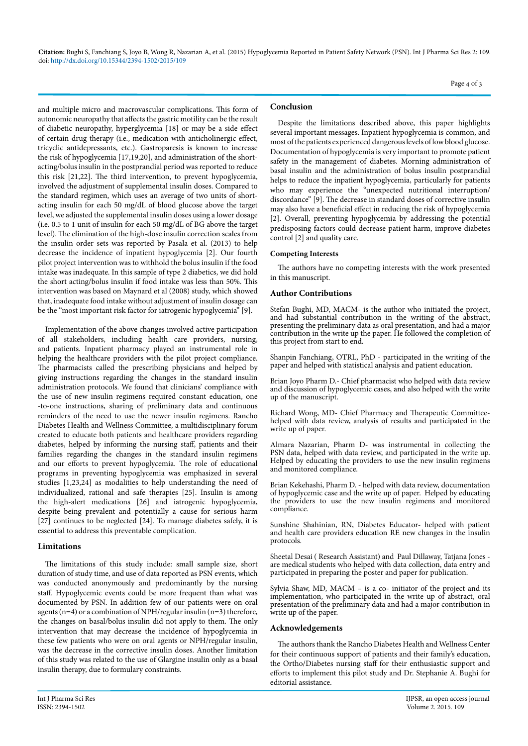and multiple micro and macrovascular complications. This form of autonomic neuropathy that affects the gastric motility can be the result of diabetic neuropathy, hyperglycemia [18] or may be a side effect of certain drug therapy (i.e., medication with anticholinergic effect, tricyclic antidepressants, etc.). Gastroparesis is known to increase the risk of hypoglycemia [17,19,20], and administration of the short-acting/bolus insulin in the postprandial period was reported to reduce this risk [21,22]. The third intervention, to prevent hypoglycemia, involved the adjustment of supplemental insulin doses. Compared to the standard regimen, which uses an average of two units of short-acting insulin for each 50 mg/dL of blood glucose above the target level, we adjusted the supplemental insulin doses using a lower dosage (i.e. 0.5 to 1 unit of insulin for each 50 mg/dL of BG above the target level). The elimination of the high-dose insulin correction scales from the insulin order sets was reported by Pasala et al. (2013) to help decrease the incidence of inpatient hypoglycemia [2]. Our fourth pilot project intervention was to withhold the bolus insulin if the food intake was inadequate. In this sample of type 2 diabetics, we did hold the short acting/bolus insulin if food intake was less than 50%. This intervention was based on Maynard et al (2008) study, which showed that, inadequate food intake without adjustment of insulin dosage can be the "most important risk factor for iatrogenic hypoglycemia" [9].

Implementation of the above changes involved active participation of all stakeholders, including health care providers, nursing, and patients. Inpatient pharmacy played an instrumental role in helping the healthcare providers with the pilot project compliance. The pharmacists called the prescribing physicians and helped by giving instructions regarding the changes in the standard insulin administration protocols. We found that clinicians' compliance with the use of new insulin regimens required constant education, one -to-one instructions, sharing of preliminary data and continuous reminders of the need to use the newer insulin regimens. Rancho Diabetes Health and Wellness Committee, a multidisciplinary forum created to educate both patients and healthcare providers regarding diabetes, helped by informing the nursing staff, patients and their families regarding the changes in the standard insulin regimens and our efforts to prevent hypoglycemia. The role of educational programs in preventing hypoglycemia was emphasized in several studies [1,23,24] as modalities to help understanding the need of individualized, rational and safe therapies [25]. Insulin is among the high-alert medications [26] and iatrogenic hypoglycemia, despite being prevalent and potentially a cause for serious harm [27] continues to be neglected [24]. To manage diabetes safely, it is essential to address this preventable complication.

## Limitations

The limitations of this study include: small sample size, short duration of study time, and use of data reported as PSN events, which was conducted anonymously and predominantly by the nursing staff. Hypoglycemic events could be more frequent than what was documented by PSN. In addition few of our patients were on oral agents (n=4) or a combination of NPH/regular insulin (n=3) therefore, the changes on basal/bolus insulin did not apply to them. The only intervention that may decrease the incidence of hypoglycemia in these few patients who were on oral agents or NPH/regular insulin, was the decrease in the corrective insulin doses. Another limitation of this study was related to the use of Glargine insulin only as a basal insulin therapy, due to formulary constraints.

## Conclusion

Despite the limitations described above, this paper highlights several important messages. Inpatient hypoglycemia is common, and most of the patients experienced dangerous levels of low blood glucose. Documentation of hypoglycemia is very important to promote patient safety in the management of diabetes. Morning administration of basal insulin and the administration of bolus insulin postprandial helps to reduce the inpatient hypoglycemia, particularly for patients who may experience the "unexpected nutritional interruption/discordance" [9]. The decrease in standard doses of corrective insulin may also have a beneficial effect in reducing the risk of hypoglycemia [2]. Overall, preventing hypoglycemia by addressing the potential predisposing factors could decrease patient harm, improve diabetes control [2] and quality care.

### Competing Interests

The authors have no competing interests with the work presented in this manuscript.

## Author Contributions

Stefan Bughi, MD, MACM- is the author who initiated the project, and had substantial contribution in the writing of the abstract, presenting the preliminary data as oral presentation, and had a major contribution in the write up the paper. He followed the completion of this project from start to end.

Shanpin Fanchiang, OTRL, PhD - participated in the writing of the paper and helped with statistical analysis and patient education.

Brian Joyo Pharm D.- Chief pharmacist who helped with data review and discussion of hypoglycemic cases, and also helped with the write up of the manuscript.

Richard Wong, MD- Chief Pharmacy and Therapeutic Committee- helped with data review, analysis of results and participated in the write up of paper.

Almara Nazarian, Pharm D- was instrumental in collecting the PSN data, helped with data review, and participated in the write up. Helped by educating the providers to use the new insulin regimens and monitored compliance.

Brian Kekehashi, Pharm D. - helped with data review, documentation of hypoglycemic case and the write up of paper. Helped by educating the providers to use the new insulin regimens and monitored compliance.

Sunshine Shahinian, RN, Diabetes Educator- helped with patient and health care providers education RE new changes in the insulin protocols.

Sheetal Desai ( Research Assistant) and Paul Dillaway, Tatjana Jones - are medical students who helped with data collection, data entry and participated in preparing the poster and paper for publication.

Sylvia Shaw, MD, MACM – is a co- initiator of the project and its implementation, who participated in the write up of abstract, oral presentation of the preliminary data and had a major contribution in write up of the paper.

## Acknowledgements

The authors thank the Rancho Diabetes Health and Wellness Center for their continuous support of patients and their family's education, the Ortho/Diabetes nursing staff for their enthusiastic support and efforts to implement this pilot study and Dr. Stephanie A. Bughi for editorial assistance.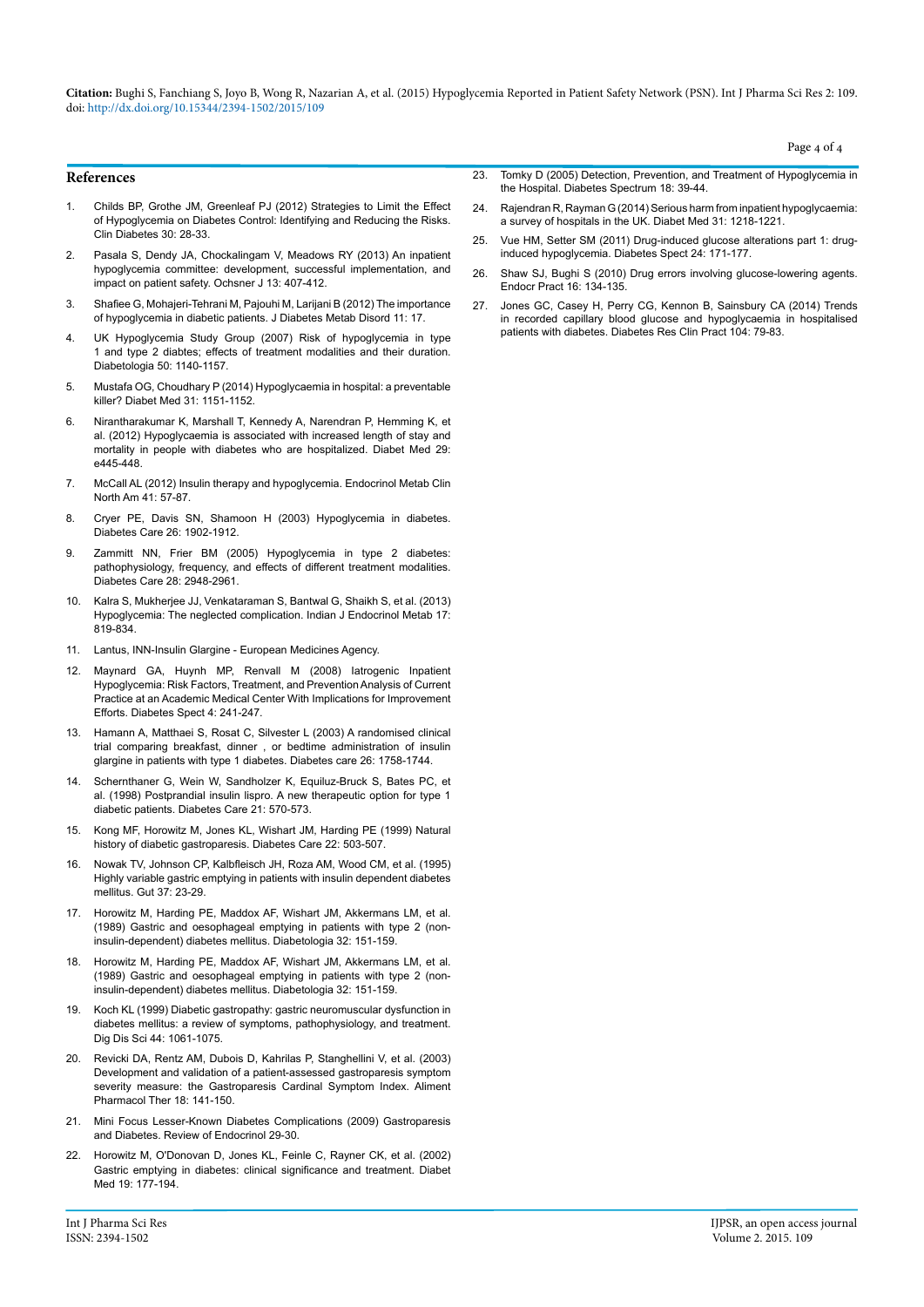## References

1. Childs BP, Grothe JM, Greenleaf PJ (2012) Strategies to Limit the Effect of Hypoglycemia on Diabetes Control: Identifying and Reducing the Risks. Clin Diabetes 30: 28-33.
2. Pasala S, Dendy JA, Chockalingam V, Meadows RY (2013) An inpatient hypoglycemia committee: development, successful implementation, and impact on patient safety. Ochsner J 13: 407-412.
3. Shafiee G, Mohajeri-Tehrani M, Pajouhi M, Larijani B (2012) The importance of hypoglycemia in diabetic patients. J Diabetes Metab Disord 11: 17.
4. UK Hypoglycemia Study Group (2007) Risk of hypoglycemia in type 1 and type 2 diabtes; effects of treatment modalities and their duration. Diabetologia 50: 1140-1157.
5. Mustafa OG, Choudhary P (2014) Hypoglycaemia in hospital: a preventable killer? Diabet Med 31: 1151-1152.
6. Nirantharakumar K, Marshall T, Kennedy A, Narendran P, Hemming K, et al. (2012) Hypoglycaemia is associated with increased length of stay and mortality in people with diabetes who are hospitalized. Diabet Med 29: e445-448.
7. McCall AL (2012) Insulin therapy and hypoglycemia. Endocrinol Metab Clin North Am 41: 57-87.
8. Cryer PE, Davis SN, Shamoon H (2003) Hypoglycemia in diabetes. Diabetes Care 26: 1902-1912.
9. Zammitt NN, Frier BM (2005) Hypoglycemia in type 2 diabetes: pathophysiology, frequency, and effects of different treatment modalities. Diabetes Care 28: 2948-2961.
10. Kalra S, Mukherjee JJ, Venkataraman S, Bantwal G, Shaikh S, et al. (2013) Hypoglycemia: The neglected complication. Indian J Endocrinol Metab 17: 819-834.
11. Lantus, INN-Insulin Glargine - European Medicines Agency.
12. Maynard GA, Huynh MP, Renvall M (2008) Iatrogenic Inpatient Hypoglycemia: Risk Factors, Treatment, and Prevention Analysis of Current Practice at an Academic Medical Center With Implications for Improvement Efforts. Diabetes Spect 4: 241-247.
13. Hamann A, Matthaei S, Rosat C, Silvester L (2003) A randomised clinical trial comparing breakfast, dinner , or bedtime administration of insulin glargine in patients with type 1 diabetes. Diabetes care 26: 1758-1744.
14. Schernthaner G, Wein W, Sandholzer K, Equiluz-Bruck S, Bates PC, et al. (1998) Postprandial insulin lispro. A new therapeutic option for type 1 diabetic patients. Diabetes Care 21: 570-573.
15. Kong MF, Horowitz M, Jones KL, Wishart JM, Harding PE (1999) Natural history of diabetic gastroparesis. Diabetes Care 22: 503-507.
16. Nowak TV, Johnson CP, Kalbfleisch JH, Roza AM, Wood CM, et al. (1995) Highly variable gastric emptying in patients with insulin dependent diabetes mellitus. Gut 37: 23-29.
17. Horowitz M, Harding PE, Maddox AF, Wishart JM, Akkermans LM, et al. (1989) Gastric and oesophageal emptying in patients with type 2 (non-insulin-dependent) diabetes mellitus. Diabetologia 32: 151-159.
18. Horowitz M, Harding PE, Maddox AF, Wishart JM, Akkermans LM, et al. (1989) Gastric and oesophageal emptying in patients with type 2 (non-insulin-dependent) diabetes mellitus. Diabetologia 32: 151-159.
19. Koch KL (1999) Diabetic gastropathy: gastric neuromuscular dysfunction in diabetes mellitus: a review of symptoms, pathophysiology, and treatment. Dig Dis Sci 44: 1061-1075.
20. Revicki DA, Rentz AM, Dubois D, Kahrilas P, Stanghellini V, et al. (2003) Development and validation of a patient-assessed gastroparesis symptom severity measure: the Gastroparesis Cardinal Symptom Index. Aliment Pharmacol Ther 18: 141-150.
21. Mini Focus Lesser-Known Diabetes Complications (2009) Gastroparesis and Diabetes. Review of Endocrinol 29-30.
22. Horowitz M, O'Donovan D, Jones KL, Feinle C, Rayner CK, et al. (2002) Gastric emptying in diabetes: clinical significance and treatment. Diabet Med 19: 177-194.
23. Tomky D (2005) Detection, Prevention, and Treatment of Hypoglycemia in the Hospital. Diabetes Spectrum 18: 39-44.
24. Rajendran R, Rayman G (2014) Serious harm from inpatient hypoglycaemia: a survey of hospitals in the UK. Diabet Med 31: 1218-1221.
25. Vue HM, Setter SM (2011) Drug-induced glucose alterations part 1: drug-induced hypoglycemia. Diabetes Spect 24: 171-177.
26. Shaw SJ, Bughi S (2010) Drug errors involving glucose-lowering agents. Endocr Pract 16: 134-135.
27. Jones GC, Casey H, Perry CG, Kennon B, Sainsbury CA (2014) Trends in recorded capillary blood glucose and hypoglycaemia in hospitalised patients with diabetes. Diabetes Res Clin Pract 104: 79-83.